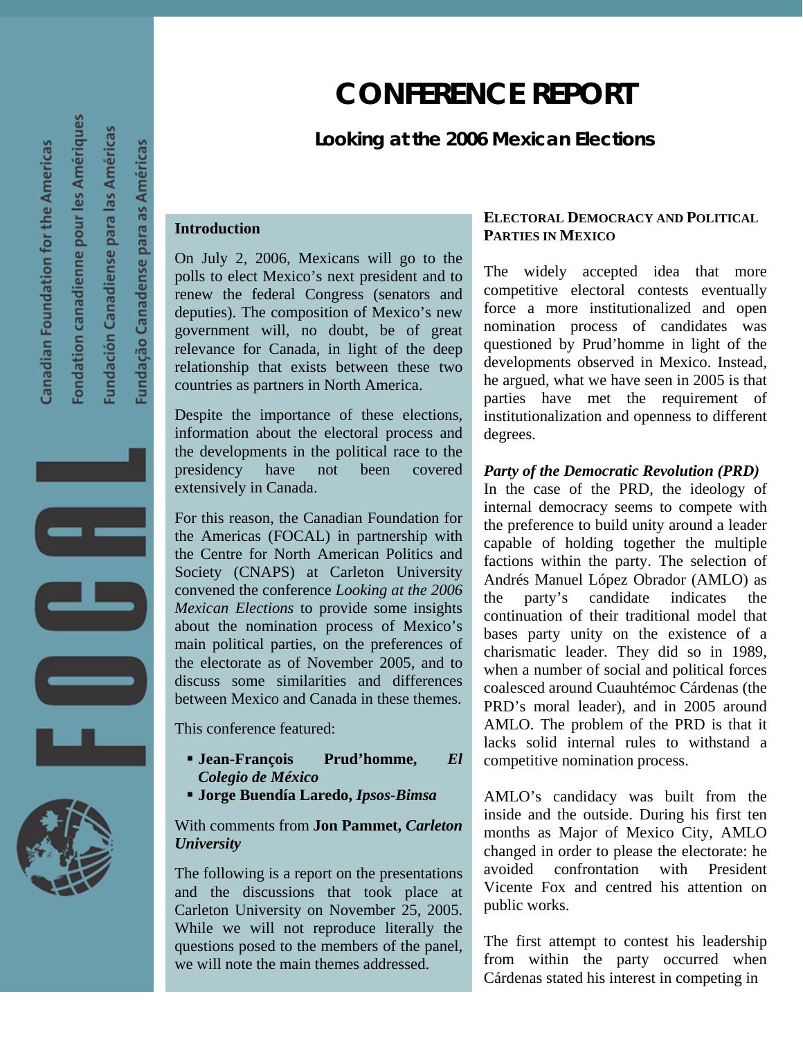# CONFERENCE REPORT

## Looking at the 2006 Mexican Elections

### Introduction

On July 2, 2006, Mexicans will go to the polls to elect Mexico's next president and to renew the federal Congress (senators and deputies). The composition of Mexico's new government will, no doubt, be of great relevance for Canada, in light of the deep relationship that exists between these two countries as partners in North America.

Despite the importance of these elections, information about the electoral process and the developments in the political race to the presidency have not been covered extensively in Canada.

For this reason, the Canadian Foundation for the Americas (FOCAL) in partnership with the Centre for North American Politics and Society (CNAPS) at Carleton University convened the conference *Looking at the 2006 Mexican Elections* to provide some insights about the nomination process of Mexico's main political parties, on the preferences of the electorate as of November 2005, and to discuss some similarities and differences between Mexico and Canada in these themes.

This conference featured:

- **Jean-François Prud'homme, *El Colegio de México***
- **Jorge Buendía Laredo, *Ipsos-Bimsa***

With comments from **Jon Pammet, *Carleton University***

The following is a report on the presentations and the discussions that took place at Carleton University on November 25, 2005. While we will not reproduce literally the questions posed to the members of the panel, we will note the main themes addressed.

### ELECTORAL DEMOCRACY AND POLITICAL PARTIES IN MEXICO

The widely accepted idea that more competitive electoral contests eventually force a more institutionalized and open nomination process of candidates was questioned by Prud'homme in light of the developments observed in Mexico. Instead, he argued, what we have seen in 2005 is that parties have met the requirement of institutionalization and openness to different degrees.

#### *Party of the Democratic Revolution (PRD)*

In the case of the PRD, the ideology of internal democracy seems to compete with the preference to build unity around a leader capable of holding together the multiple factions within the party. The selection of Andrés Manuel López Obrador (AMLO) as the party's candidate indicates the continuation of their traditional model that bases party unity on the existence of a charismatic leader. They did so in 1989, when a number of social and political forces coalesced around Cuauhtémoc Cárdenas (the PRD's moral leader), and in 2005 around AMLO. The problem of the PRD is that it lacks solid internal rules to withstand a competitive nomination process.

AMLO's candidacy was built from the inside and the outside. During his first ten months as Major of Mexico City, AMLO changed in order to please the electorate: he avoided confrontation with President Vicente Fox and centred his attention on public works.

The first attempt to contest his leadership from within the party occurred when Cárdenas stated his interest in competing in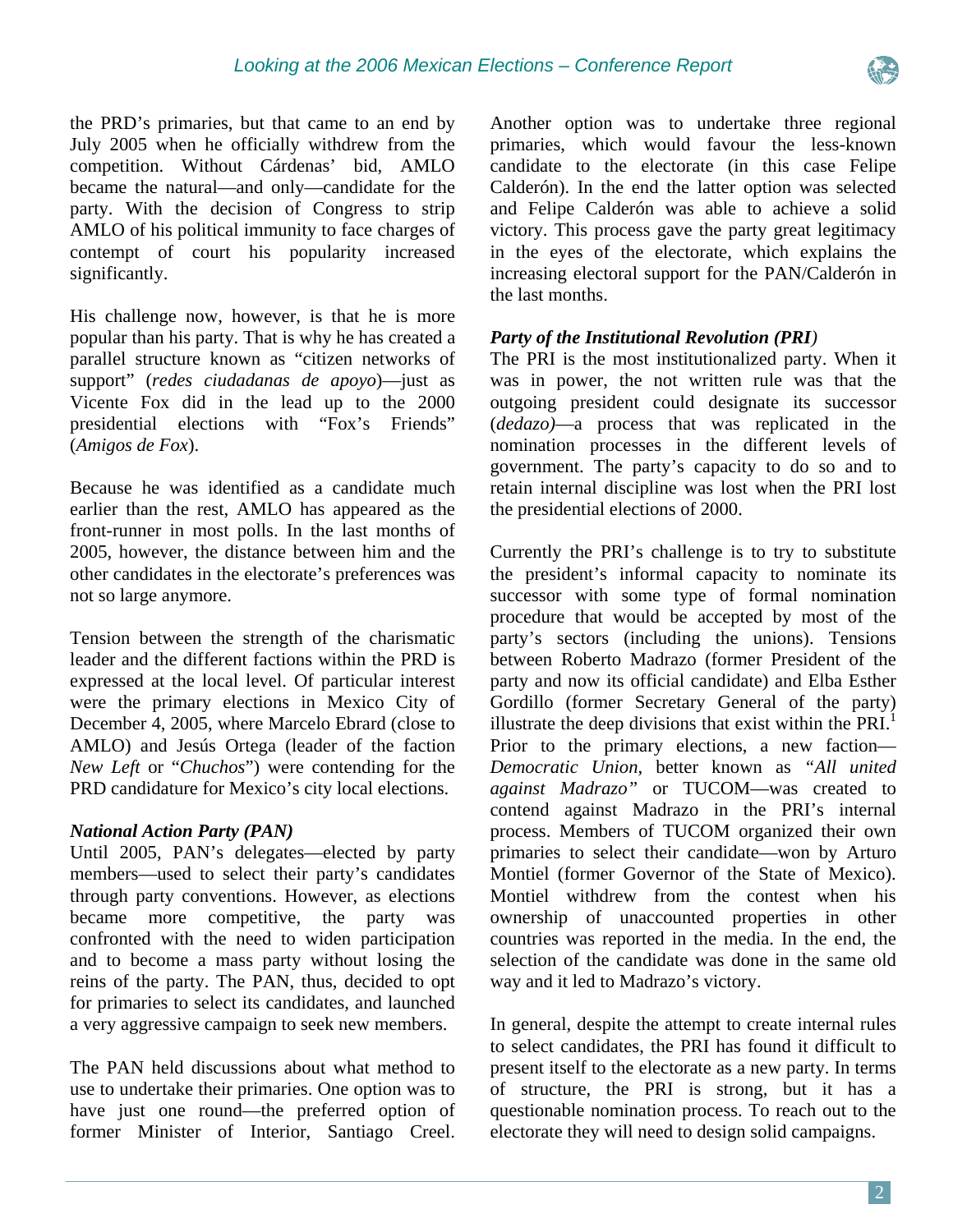the PRD's primaries, but that came to an end by July 2005 when he officially withdrew from the competition. Without Cárdenas' bid, AMLO became the natural—and only—candidate for the party. With the decision of Congress to strip AMLO of his political immunity to face charges of contempt of court his popularity increased significantly.

His challenge now, however, is that he is more popular than his party. That is why he has created a parallel structure known as "citizen networks of support" (*redes ciudadanas de apoyo*)—just as Vicente Fox did in the lead up to the 2000 presidential elections with "Fox's Friends" (*Amigos de Fox*).

Because he was identified as a candidate much earlier than the rest, AMLO has appeared as the front-runner in most polls. In the last months of 2005, however, the distance between him and the other candidates in the electorate's preferences was not so large anymore.

Tension between the strength of the charismatic leader and the different factions within the PRD is expressed at the local level. Of particular interest were the primary elections in Mexico City of December 4, 2005, where Marcelo Ebrard (close to AMLO) and Jesús Ortega (leader of the faction *New Left* or "*Chuchos*") were contending for the PRD candidature for Mexico's city local elections.

***National Action Party (PAN)***

Until 2005, PAN's delegates—elected by party members—used to select their party's candidates through party conventions. However, as elections became more competitive, the party was confronted with the need to widen participation and to become a mass party without losing the reins of the party. The PAN, thus, decided to opt for primaries to select its candidates, and launched a very aggressive campaign to seek new members.

The PAN held discussions about what method to use to undertake their primaries. One option was to have just one round—the preferred option of former Minister of Interior, Santiago Creel. Another option was to undertake three regional primaries, which would favour the less-known candidate to the electorate (in this case Felipe Calderón). In the end the latter option was selected and Felipe Calderón was able to achieve a solid victory. This process gave the party great legitimacy in the eyes of the electorate, which explains the increasing electoral support for the PAN/Calderón in the last months.

***Party of the Institutional Revolution (PRI)***

The PRI is the most institutionalized party. When it was in power, the not written rule was that the outgoing president could designate its successor (*dedazo)*—a process that was replicated in the nomination processes in the different levels of government. The party's capacity to do so and to retain internal discipline was lost when the PRI lost the presidential elections of 2000.

Currently the PRI's challenge is to try to substitute the president's informal capacity to nominate its successor with some type of formal nomination procedure that would be accepted by most of the party's sectors (including the unions). Tensions between Roberto Madrazo (former President of the party and now its official candidate) and Elba Esther Gordillo (former Secretary General of the party) illustrate the deep divisions that exist within the PRI.[1] Prior to the primary elections, a new faction—*Democratic Union*, better known as *"All united against Madrazo"* or TUCOM—was created to contend against Madrazo in the PRI's internal process. Members of TUCOM organized their own primaries to select their candidate—won by Arturo Montiel (former Governor of the State of Mexico). Montiel withdrew from the contest when his ownership of unaccounted properties in other countries was reported in the media. In the end, the selection of the candidate was done in the same old way and it led to Madrazo's victory.

In general, despite the attempt to create internal rules to select candidates, the PRI has found it difficult to present itself to the electorate as a new party. In terms of structure, the PRI is strong, but it has a questionable nomination process. To reach out to the electorate they will need to design solid campaigns.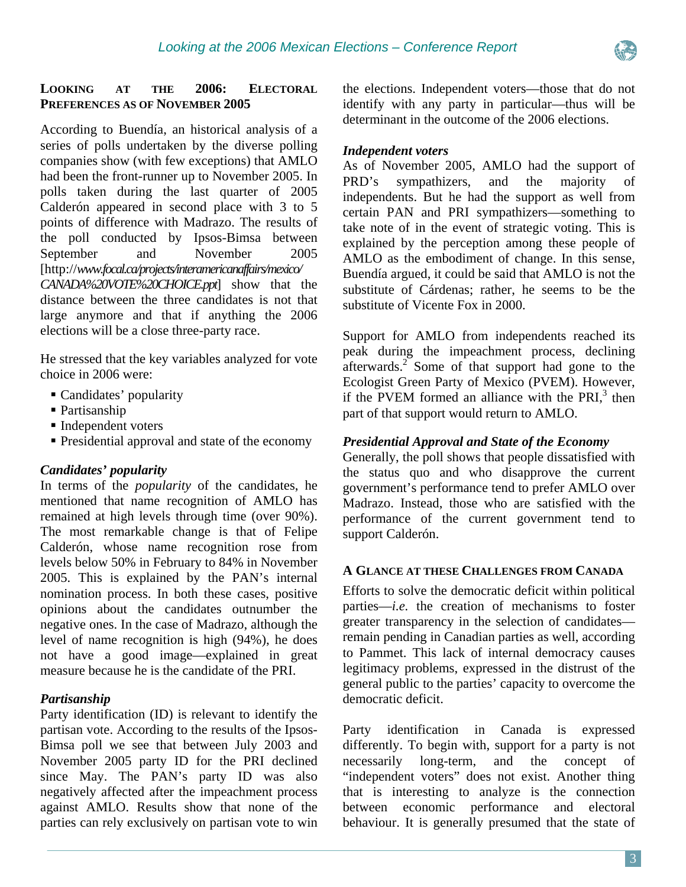## Looking at the 2006: Electoral Preferences as of November 2005

According to Buendía, an historical analysis of a series of polls undertaken by the diverse polling companies show (with few exceptions) that AMLO had been the front-runner up to November 2005. In polls taken during the last quarter of 2005 Calderón appeared in second place with 3 to 5 points of difference with Madrazo. The results of the poll conducted by Ipsos-Bimsa between September and November 2005 [http://*www.focal.ca/projects/interamericanaffairs/mexico/CANADA%20VOTE%20CHOICE.ppt*] show that the distance between the three candidates is not that large anymore and that if anything the 2006 elections will be a close three-party race.

He stressed that the key variables analyzed for vote choice in 2006 were:

- Candidates' popularity
- Partisanship
- Independent voters
- Presidential approval and state of the economy

### *Candidates' popularity*

In terms of the *popularity* of the candidates, he mentioned that name recognition of AMLO has remained at high levels through time (over 90%). The most remarkable change is that of Felipe Calderón, whose name recognition rose from levels below 50% in February to 84% in November 2005. This is explained by the PAN's internal nomination process. In both these cases, positive opinions about the candidates outnumber the negative ones. In the case of Madrazo, although the level of name recognition is high (94%), he does not have a good image—explained in great measure because he is the candidate of the PRI.

### *Partisanship*

Party identification (ID) is relevant to identify the partisan vote. According to the results of the Ipsos-Bimsa poll we see that between July 2003 and November 2005 party ID for the PRI declined since May. The PAN's party ID was also negatively affected after the impeachment process against AMLO. Results show that none of the parties can rely exclusively on partisan vote to win the elections. Independent voters—those that do not identify with any party in particular—thus will be determinant in the outcome of the 2006 elections.

### *Independent voters*

As of November 2005, AMLO had the support of PRD's sympathizers, and the majority of independents. But he had the support as well from certain PAN and PRI sympathizers—something to take note of in the event of strategic voting. This is explained by the perception among these people of AMLO as the embodiment of change. In this sense, Buendía argued, it could be said that AMLO is not the substitute of Cárdenas; rather, he seems to be the substitute of Vicente Fox in 2000.

Support for AMLO from independents reached its peak during the impeachment process, declining afterwards.[2] Some of that support had gone to the Ecologist Green Party of Mexico (PVEM). However, if the PVEM formed an alliance with the PRI,[3] then part of that support would return to AMLO.

### *Presidential Approval and State of the Economy*

Generally, the poll shows that people dissatisfied with the status quo and who disapprove the current government's performance tend to prefer AMLO over Madrazo. Instead, those who are satisfied with the performance of the current government tend to support Calderón.

## A Glance at These Challenges from Canada

Efforts to solve the democratic deficit within political parties—*i.e.* the creation of mechanisms to foster greater transparency in the selection of candidates—remain pending in Canadian parties as well, according to Pammet. This lack of internal democracy causes legitimacy problems, expressed in the distrust of the general public to the parties' capacity to overcome the democratic deficit.

Party identification in Canada is expressed differently. To begin with, support for a party is not necessarily long-term, and the concept of "independent voters" does not exist. Another thing that is interesting to analyze is the connection between economic performance and electoral behaviour. It is generally presumed that the state of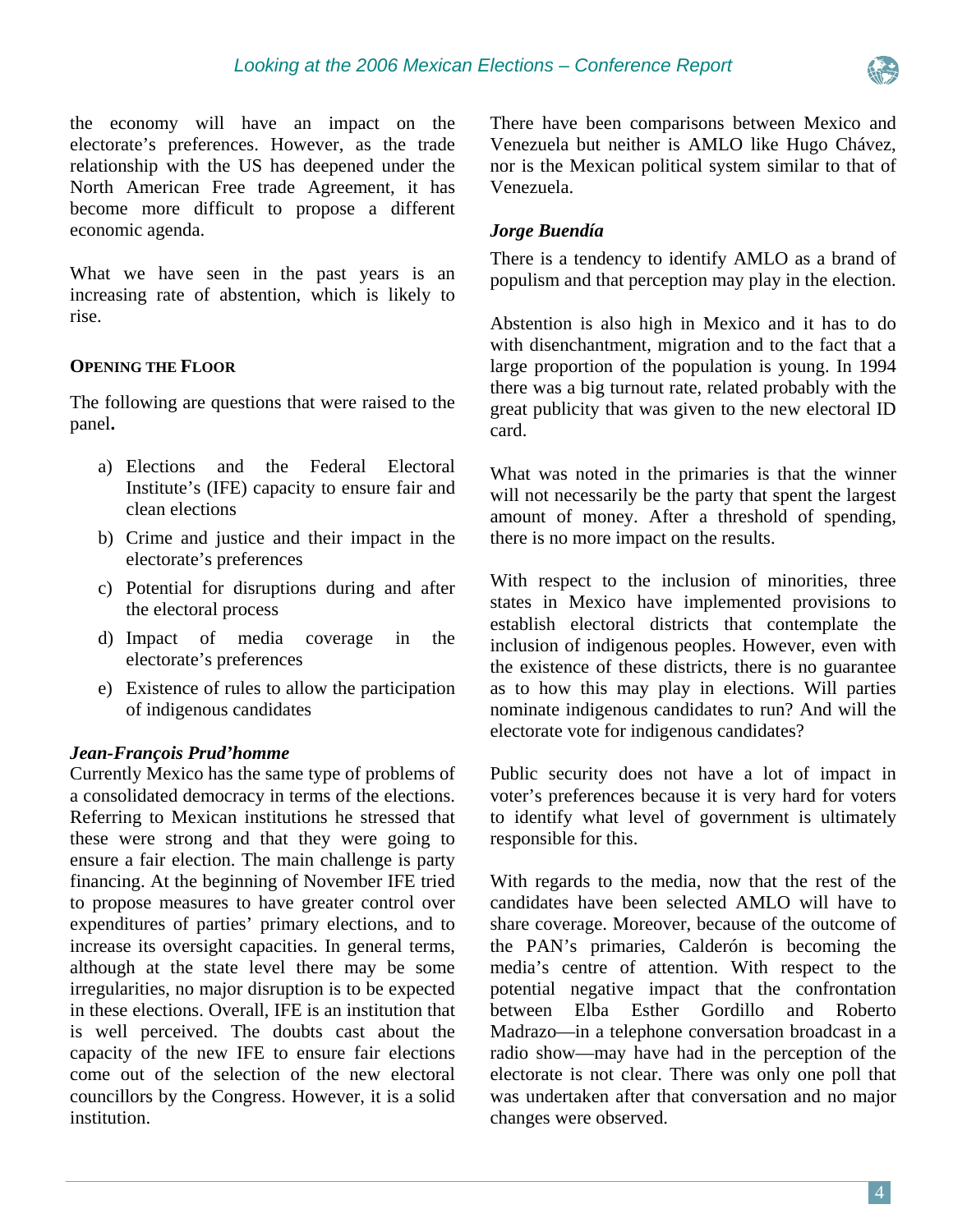the economy will have an impact on the electorate's preferences. However, as the trade relationship with the US has deepened under the North American Free trade Agreement, it has become more difficult to propose a different economic agenda.

What we have seen in the past years is an increasing rate of abstention, which is likely to rise.

## Opening the Floor

The following are questions that were raised to the panel**.**

a) Elections and the Federal Electoral Institute's (IFE) capacity to ensure fair and clean elections
b) Crime and justice and their impact in the electorate's preferences
c) Potential for disruptions during and after the electoral process
d) Impact of media coverage in the electorate's preferences
e) Existence of rules to allow the participation of indigenous candidates

***Jean-François Prud'homme***

Currently Mexico has the same type of problems of a consolidated democracy in terms of the elections. Referring to Mexican institutions he stressed that these were strong and that they were going to ensure a fair election. The main challenge is party financing. At the beginning of November IFE tried to propose measures to have greater control over expenditures of parties' primary elections, and to increase its oversight capacities. In general terms, although at the state level there may be some irregularities, no major disruption is to be expected in these elections. Overall, IFE is an institution that is well perceived. The doubts cast about the capacity of the new IFE to ensure fair elections come out of the selection of the new electoral councillors by the Congress. However, it is a solid institution.

There have been comparisons between Mexico and Venezuela but neither is AMLO like Hugo Chávez, nor is the Mexican political system similar to that of Venezuela.

***Jorge Buendía***

There is a tendency to identify AMLO as a brand of populism and that perception may play in the election.

Abstention is also high in Mexico and it has to do with disenchantment, migration and to the fact that a large proportion of the population is young. In 1994 there was a big turnout rate, related probably with the great publicity that was given to the new electoral ID card.

What was noted in the primaries is that the winner will not necessarily be the party that spent the largest amount of money. After a threshold of spending, there is no more impact on the results.

With respect to the inclusion of minorities, three states in Mexico have implemented provisions to establish electoral districts that contemplate the inclusion of indigenous peoples. However, even with the existence of these districts, there is no guarantee as to how this may play in elections. Will parties nominate indigenous candidates to run? And will the electorate vote for indigenous candidates?

Public security does not have a lot of impact in voter's preferences because it is very hard for voters to identify what level of government is ultimately responsible for this.

With regards to the media, now that the rest of the candidates have been selected AMLO will have to share coverage. Moreover, because of the outcome of the PAN's primaries, Calderón is becoming the media's centre of attention. With respect to the potential negative impact that the confrontation between Elba Esther Gordillo and Roberto Madrazo—in a telephone conversation broadcast in a radio show—may have had in the perception of the electorate is not clear. There was only one poll that was undertaken after that conversation and no major changes were observed.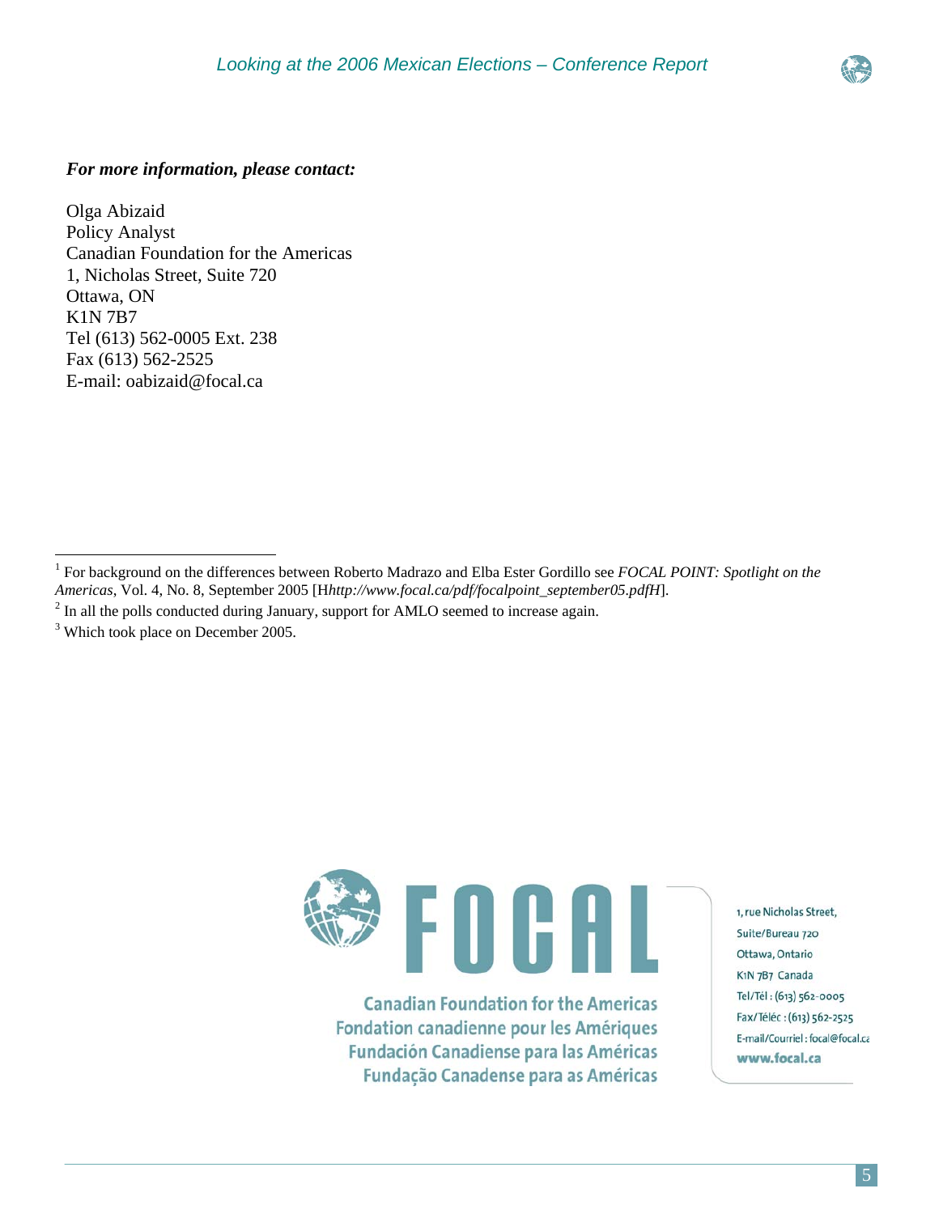***For more information, please contact:***

Olga Abizaid
Policy Analyst
Canadian Foundation for the Americas
1, Nicholas Street, Suite 720
Ottawa, ON
K1N 7B7
Tel (613) 562-0005 Ext. 238
Fax (613) 562-2525
E-mail: oabizaid@focal.ca

[1] For background on the differences between Roberto Madrazo and Elba Ester Gordillo see *FOCAL POINT: Spotlight on the Americas*, Vol. 4, No. 8, September 2005 [H*http://www.focal.ca/pdf/focalpoint_september05.pdfH*].

[2] In all the polls conducted during January, support for AMLO seemed to increase again.

[3] Which took place on December 2005.

FOCAL

Canadian Foundation for the Americas
Fondation canadienne pour les Amériques
Fundación Canadiense para las Américas
Fundação Canadense para as Américas

1, rue Nicholas Street,
Suite/Bureau 720
Ottawa, Ontario
K1N 7B7 Canada
Tel/Tél : (613) 562-0005
Fax/Téléc : (613) 562-2525
E-mail/Courriel : focal@focal.ca
**www.focal.ca**